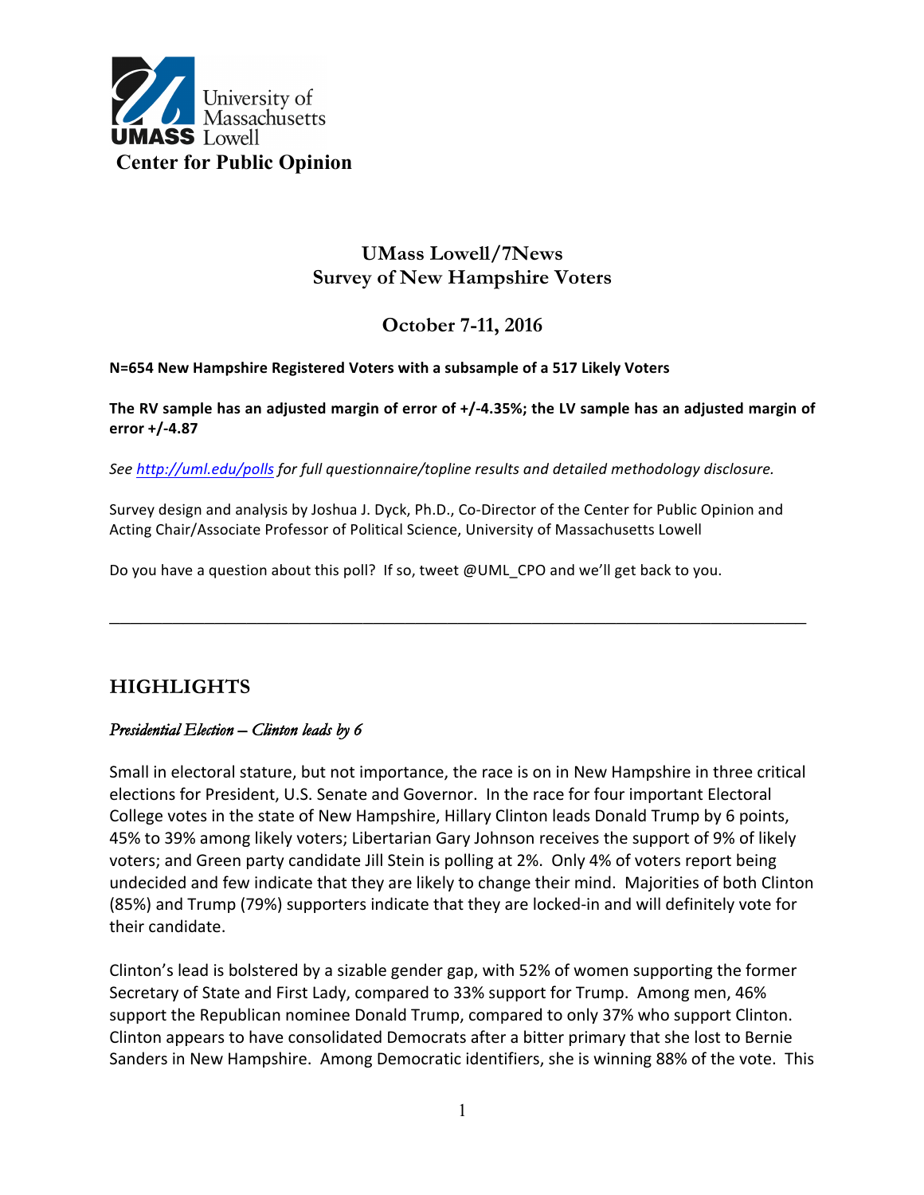University of Massachusetts UMASS Lowell

**Center for Public Opinion**

## UMass Lowell/7News
## Survey of New Hampshire Voters

## October 7-11, 2016

**N=654 New Hampshire Registered Voters with a subsample of a 517 Likely Voters**

**The RV sample has an adjusted margin of error of +/-4.35%; the LV sample has an adjusted margin of error +/-4.87**

*See http://uml.edu/polls for full questionnaire/topline results and detailed methodology disclosure.*

Survey design and analysis by Joshua J. Dyck, Ph.D., Co-Director of the Center for Public Opinion and Acting Chair/Associate Professor of Political Science, University of Massachusetts Lowell

Do you have a question about this poll? If so, tweet @UML_CPO and we'll get back to you.

---

## HIGHLIGHTS

### *Presidential Election – Clinton leads by 6*

Small in electoral stature, but not importance, the race is on in New Hampshire in three critical elections for President, U.S. Senate and Governor. In the race for four important Electoral College votes in the state of New Hampshire, Hillary Clinton leads Donald Trump by 6 points, 45% to 39% among likely voters; Libertarian Gary Johnson receives the support of 9% of likely voters; and Green party candidate Jill Stein is polling at 2%. Only 4% of voters report being undecided and few indicate that they are likely to change their mind. Majorities of both Clinton (85%) and Trump (79%) supporters indicate that they are locked-in and will definitely vote for their candidate.

Clinton's lead is bolstered by a sizable gender gap, with 52% of women supporting the former Secretary of State and First Lady, compared to 33% support for Trump. Among men, 46% support the Republican nominee Donald Trump, compared to only 37% who support Clinton. Clinton appears to have consolidated Democrats after a bitter primary that she lost to Bernie Sanders in New Hampshire. Among Democratic identifiers, she is winning 88% of the vote. This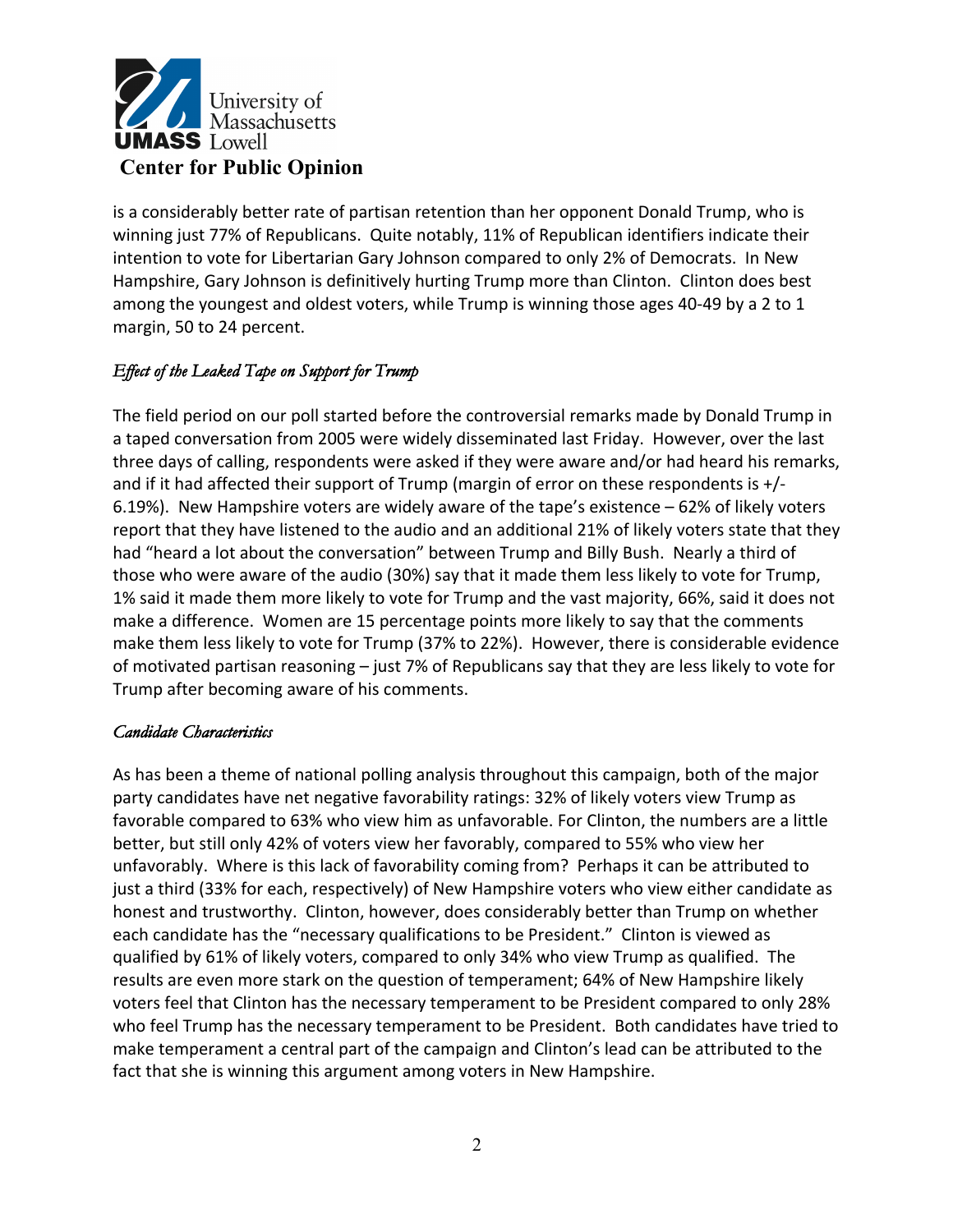is a considerably better rate of partisan retention than her opponent Donald Trump, who is winning just 77% of Republicans. Quite notably, 11% of Republican identifiers indicate their intention to vote for Libertarian Gary Johnson compared to only 2% of Democrats. In New Hampshire, Gary Johnson is definitively hurting Trump more than Clinton. Clinton does best among the youngest and oldest voters, while Trump is winning those ages 40-49 by a 2 to 1 margin, 50 to 24 percent.

*Effect of the Leaked Tape on Support for Trump*

The field period on our poll started before the controversial remarks made by Donald Trump in a taped conversation from 2005 were widely disseminated last Friday. However, over the last three days of calling, respondents were asked if they were aware and/or had heard his remarks, and if it had affected their support of Trump (margin of error on these respondents is +/- 6.19%). New Hampshire voters are widely aware of the tape's existence – 62% of likely voters report that they have listened to the audio and an additional 21% of likely voters state that they had "heard a lot about the conversation" between Trump and Billy Bush. Nearly a third of those who were aware of the audio (30%) say that it made them less likely to vote for Trump, 1% said it made them more likely to vote for Trump and the vast majority, 66%, said it does not make a difference. Women are 15 percentage points more likely to say that the comments make them less likely to vote for Trump (37% to 22%). However, there is considerable evidence of motivated partisan reasoning – just 7% of Republicans say that they are less likely to vote for Trump after becoming aware of his comments.

*Candidate Characteristics*

As has been a theme of national polling analysis throughout this campaign, both of the major party candidates have net negative favorability ratings: 32% of likely voters view Trump as favorable compared to 63% who view him as unfavorable. For Clinton, the numbers are a little better, but still only 42% of voters view her favorably, compared to 55% who view her unfavorably. Where is this lack of favorability coming from? Perhaps it can be attributed to just a third (33% for each, respectively) of New Hampshire voters who view either candidate as honest and trustworthy. Clinton, however, does considerably better than Trump on whether each candidate has the "necessary qualifications to be President." Clinton is viewed as qualified by 61% of likely voters, compared to only 34% who view Trump as qualified. The results are even more stark on the question of temperament; 64% of New Hampshire likely voters feel that Clinton has the necessary temperament to be President compared to only 28% who feel Trump has the necessary temperament to be President. Both candidates have tried to make temperament a central part of the campaign and Clinton's lead can be attributed to the fact that she is winning this argument among voters in New Hampshire.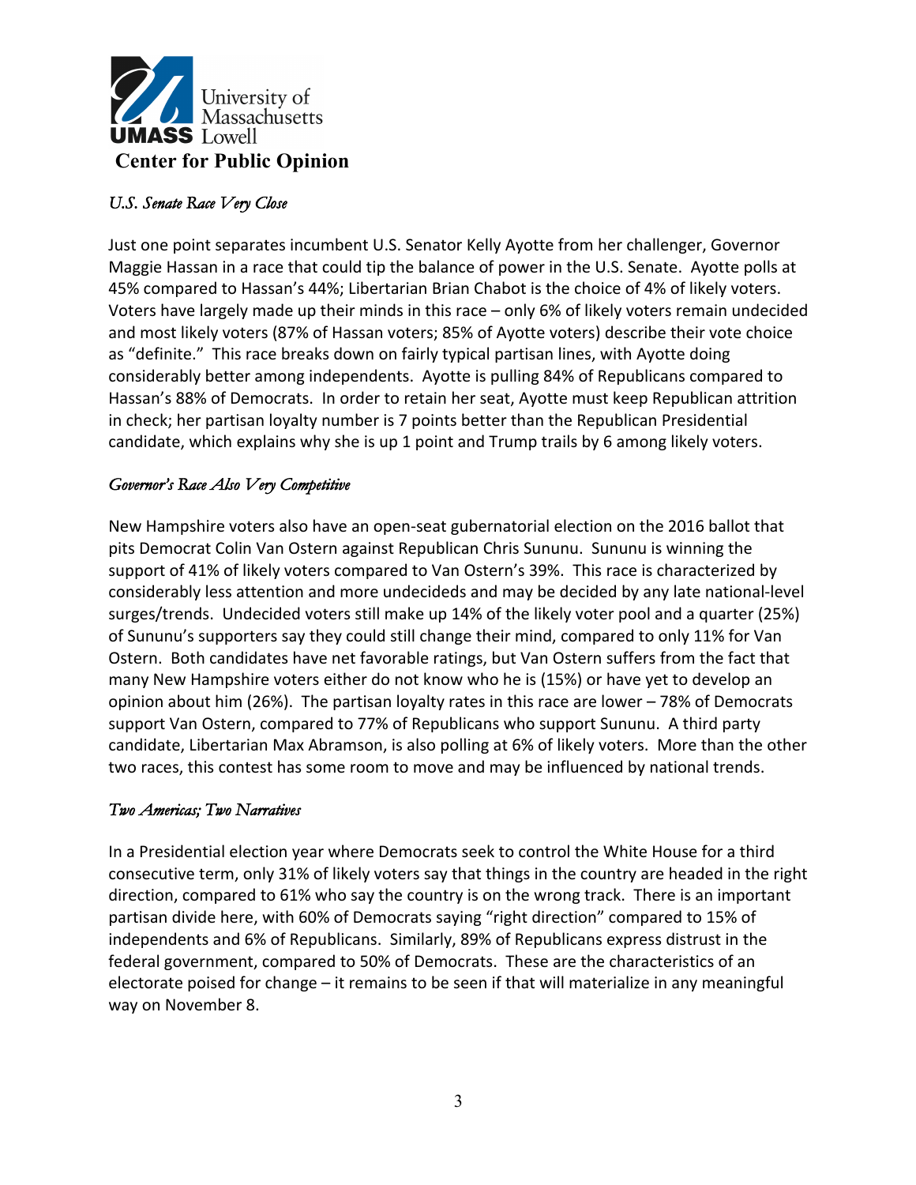**University of Massachusetts Lowell**
**Center for Public Opinion**

*U.S. Senate Race Very Close*

Just one point separates incumbent U.S. Senator Kelly Ayotte from her challenger, Governor Maggie Hassan in a race that could tip the balance of power in the U.S. Senate. Ayotte polls at 45% compared to Hassan's 44%; Libertarian Brian Chabot is the choice of 4% of likely voters. Voters have largely made up their minds in this race – only 6% of likely voters remain undecided and most likely voters (87% of Hassan voters; 85% of Ayotte voters) describe their vote choice as "definite." This race breaks down on fairly typical partisan lines, with Ayotte doing considerably better among independents. Ayotte is pulling 84% of Republicans compared to Hassan's 88% of Democrats. In order to retain her seat, Ayotte must keep Republican attrition in check; her partisan loyalty number is 7 points better than the Republican Presidential candidate, which explains why she is up 1 point and Trump trails by 6 among likely voters.

*Governor's Race Also Very Competitive*

New Hampshire voters also have an open-seat gubernatorial election on the 2016 ballot that pits Democrat Colin Van Ostern against Republican Chris Sununu. Sununu is winning the support of 41% of likely voters compared to Van Ostern's 39%. This race is characterized by considerably less attention and more undecideds and may be decided by any late national-level surges/trends. Undecided voters still make up 14% of the likely voter pool and a quarter (25%) of Sununu's supporters say they could still change their mind, compared to only 11% for Van Ostern. Both candidates have net favorable ratings, but Van Ostern suffers from the fact that many New Hampshire voters either do not know who he is (15%) or have yet to develop an opinion about him (26%). The partisan loyalty rates in this race are lower – 78% of Democrats support Van Ostern, compared to 77% of Republicans who support Sununu. A third party candidate, Libertarian Max Abramson, is also polling at 6% of likely voters. More than the other two races, this contest has some room to move and may be influenced by national trends.

*Two Americas; Two Narratives*

In a Presidential election year where Democrats seek to control the White House for a third consecutive term, only 31% of likely voters say that things in the country are headed in the right direction, compared to 61% who say the country is on the wrong track. There is an important partisan divide here, with 60% of Democrats saying "right direction" compared to 15% of independents and 6% of Republicans. Similarly, 89% of Republicans express distrust in the federal government, compared to 50% of Democrats. These are the characteristics of an electorate poised for change – it remains to be seen if that will materialize in any meaningful way on November 8.